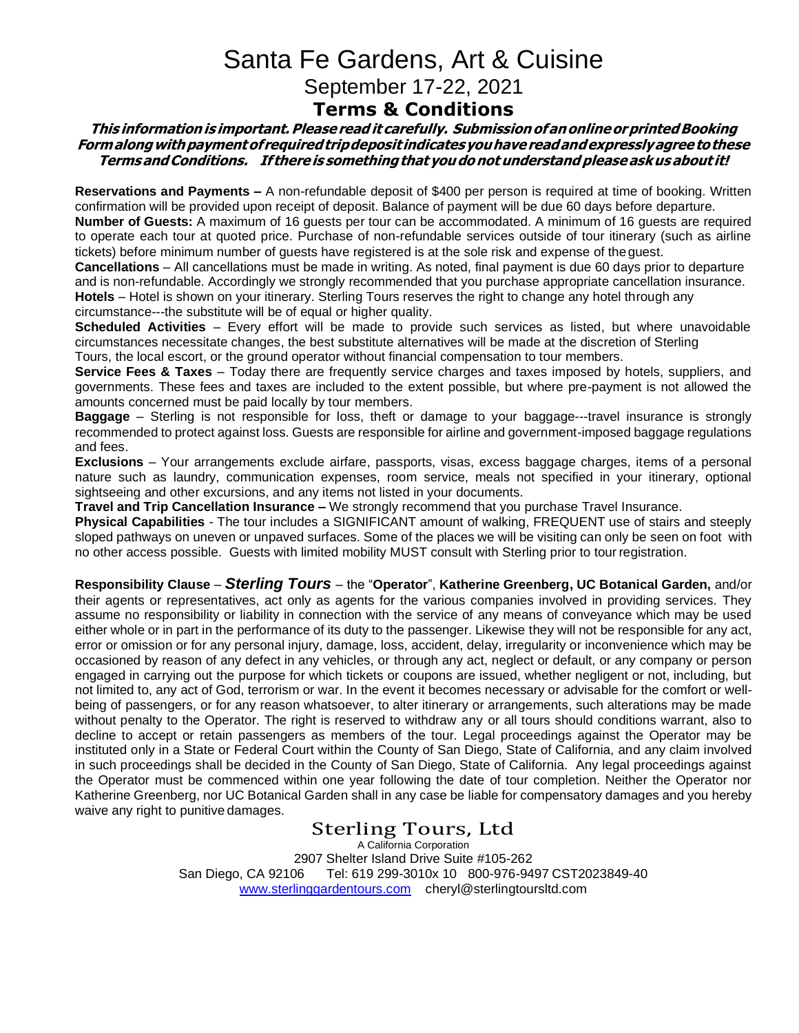# Santa Fe Gardens, Art & Cuisine

## September 17-22, 2021

## Terms & Conditions

***This information is important. Please read it carefully. Submission of an online or printed Booking Form along with payment of required trip deposit indicates you have read and expressly agree to these Terms and Conditions. If there is something that you do not understand please ask us about it!***

**Reservations and Payments –** A non-refundable deposit of $400 per person is required at time of booking. Written confirmation will be provided upon receipt of deposit. Balance of payment will be due 60 days before departure.

**Number of Guests:** A maximum of 16 guests per tour can be accommodated. A minimum of 16 guests are required to operate each tour at quoted price. Purchase of non-refundable services outside of tour itinerary (such as airline tickets) before minimum number of guests have registered is at the sole risk and expense of the guest.

**Cancellations** – All cancellations must be made in writing. As noted, final payment is due 60 days prior to departure and is non-refundable. Accordingly we strongly recommended that you purchase appropriate cancellation insurance.

**Hotels** – Hotel is shown on your itinerary. Sterling Tours reserves the right to change any hotel through any circumstance---the substitute will be of equal or higher quality.

**Scheduled Activities** – Every effort will be made to provide such services as listed, but where unavoidable circumstances necessitate changes, the best substitute alternatives will be made at the discretion of Sterling Tours, the local escort, or the ground operator without financial compensation to tour members.

**Service Fees & Taxes** – Today there are frequently service charges and taxes imposed by hotels, suppliers, and governments. These fees and taxes are included to the extent possible, but where pre-payment is not allowed the amounts concerned must be paid locally by tour members.

**Baggage** – Sterling is not responsible for loss, theft or damage to your baggage---travel insurance is strongly recommended to protect against loss. Guests are responsible for airline and government-imposed baggage regulations and fees.

**Exclusions** – Your arrangements exclude airfare, passports, visas, excess baggage charges, items of a personal nature such as laundry, communication expenses, room service, meals not specified in your itinerary, optional sightseeing and other excursions, and any items not listed in your documents.

**Travel and Trip Cancellation Insurance –** We strongly recommend that you purchase Travel Insurance.

**Physical Capabilities** - The tour includes a SIGNIFICANT amount of walking, FREQUENT use of stairs and steeply sloped pathways on uneven or unpaved surfaces. Some of the places we will be visiting can only be seen on foot with no other access possible. Guests with limited mobility MUST consult with Sterling prior to tour registration.

**Responsibility Clause** – ***Sterling Tours*** – the "**Operator**", **Katherine Greenberg, UC Botanical Garden,** and/or their agents or representatives, act only as agents for the various companies involved in providing services. They assume no responsibility or liability in connection with the service of any means of conveyance which may be used either whole or in part in the performance of its duty to the passenger. Likewise they will not be responsible for any act, error or omission or for any personal injury, damage, loss, accident, delay, irregularity or inconvenience which may be occasioned by reason of any defect in any vehicles, or through any act, neglect or default, or any company or person engaged in carrying out the purpose for which tickets or coupons are issued, whether negligent or not, including, but not limited to, any act of God, terrorism or war. In the event it becomes necessary or advisable for the comfort or well-being of passengers, or for any reason whatsoever, to alter itinerary or arrangements, such alterations may be made without penalty to the Operator. The right is reserved to withdraw any or all tours should conditions warrant, also to decline to accept or retain passengers as members of the tour. Legal proceedings against the Operator may be instituted only in a State or Federal Court within the County of San Diego, State of California, and any claim involved in such proceedings shall be decided in the County of San Diego, State of California. Any legal proceedings against the Operator must be commenced within one year following the date of tour completion. Neither the Operator nor Katherine Greenberg, nor UC Botanical Garden shall in any case be liable for compensatory damages and you hereby waive any right to punitive damages.

**Sterling Tours, Ltd**

A California Corporation

2907 Shelter Island Drive Suite #105-262

San Diego, CA 92106 Tel: 619 299-3010x 10 800-976-9497 CST2023849-40

www.sterlinggardentours.com cheryl@sterlingtoursltd.com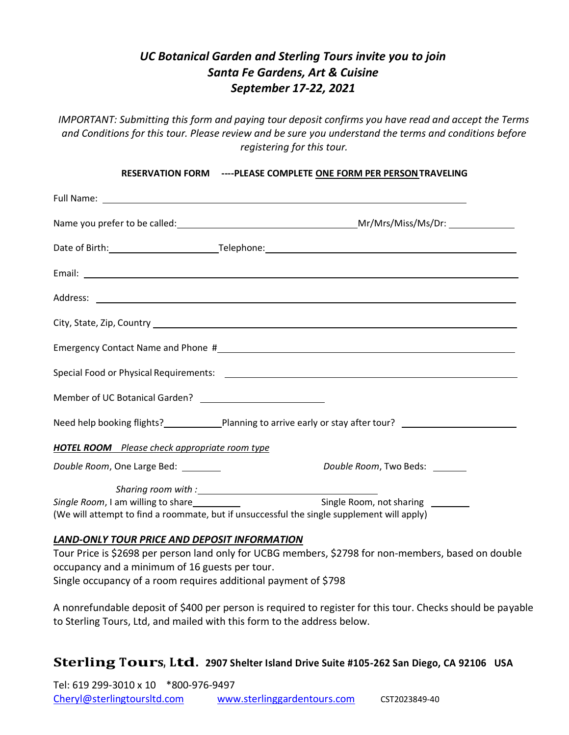## *UC Botanical Garden and Sterling Tours invite you to join*
## *Santa Fe Gardens, Art & Cuisine*
## *September 17-22, 2021*

*IMPORTANT: Submitting this form and paying tour deposit confirms you have read and accept the Terms and Conditions for this tour. Please review and be sure you understand the terms and conditions before registering for this tour.*

**RESERVATION FORM ----PLEASE COMPLETE ONE FORM PER PERSON TRAVELING**

Full Name: ______________________________

Name you prefer to be called: ______________________________ Mr/Mrs/Miss/Ms/Dr: __________

Date of Birth: ______________ Telephone: ______________________________

Email: ______________________________

Address: ______________________________

City, State, Zip, Country ______________________________

Emergency Contact Name and Phone # ______________________________

Special Food or Physical Requirements: ______________________________

Member of UC Botanical Garden? ______________

Need help booking flights? ________ Planning to arrive early or stay after tour? ______________

***HOTEL ROOM** Please check appropriate room type*

*Double Room*, One Large Bed: ______ *Double Room*, Two Beds: ______

*Sharing room with :* ______________________________

*Single Room*, I am willing to share ________ Single Room, not sharing ______

(We will attempt to find a roommate, but if unsuccessful the single supplement will apply)

***LAND-ONLY TOUR PRICE AND DEPOSIT INFORMATION***

Tour Price is $2698 per person land only for UCBG members, $2798 for non-members, based on double occupancy and a minimum of 16 guests per tour.
Single occupancy of a room requires additional payment of $798

A nonrefundable deposit of $400 per person is required to register for this tour. Checks should be payable to Sterling Tours, Ltd, and mailed with this form to the address below.

**Sterling Tours, Ltd. 2907 Shelter Island Drive Suite #105-262 San Diego, CA 92106 USA**

Tel: 619 299-3010 x 10 *800-976-9497

Cheryl@sterlingtoursltd.com www.sterlinggardentours.com CST2023849-40